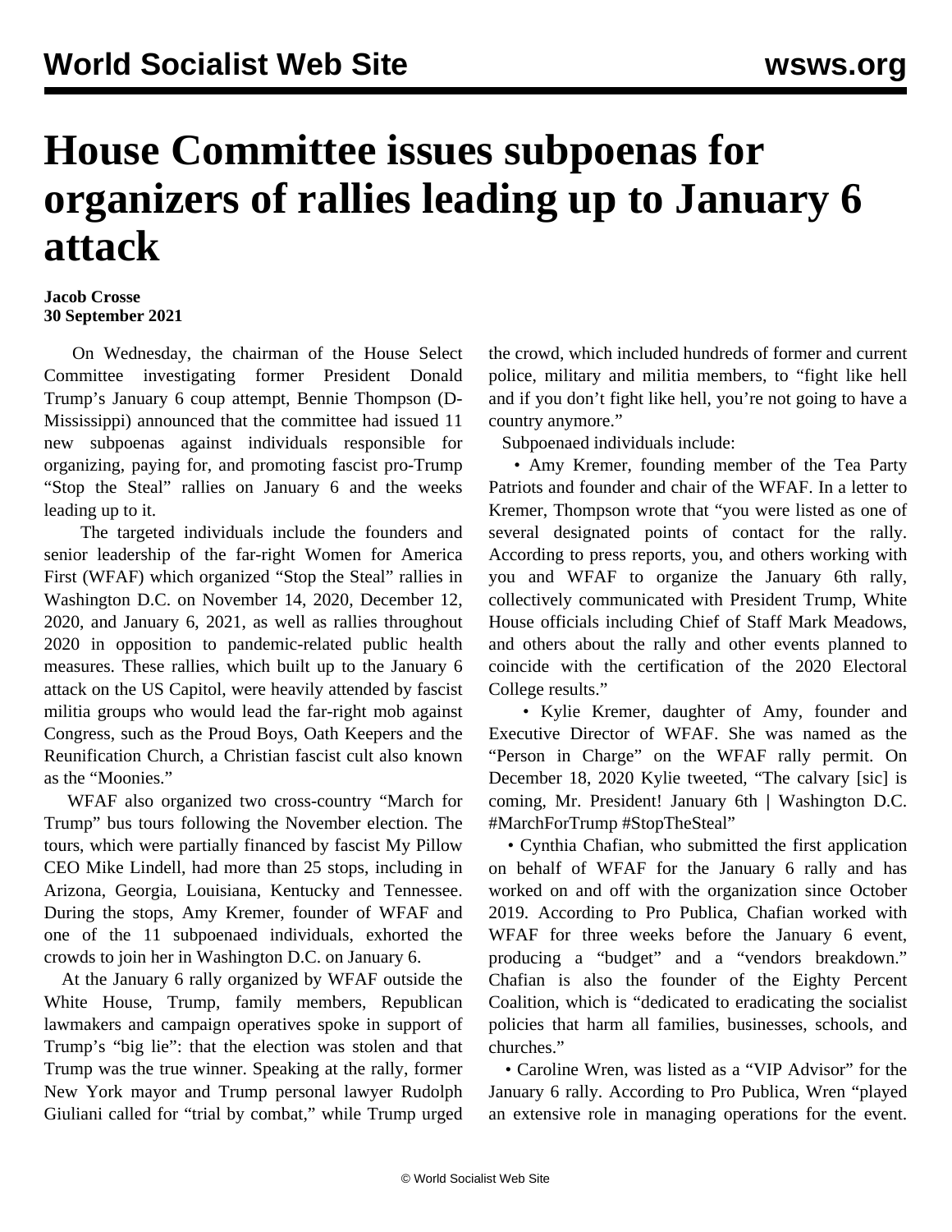# House Committee issues subpoenas for organizers of rallies leading up to January 6 attack

**Jacob Crosse**
**30 September 2021**

On Wednesday, the chairman of the House Select Committee investigating former President Donald Trump's January 6 coup attempt, Bennie Thompson (D-Mississippi) announced that the committee had issued 11 new subpoenas against individuals responsible for organizing, paying for, and promoting fascist pro-Trump "Stop the Steal" rallies on January 6 and the weeks leading up to it.

The targeted individuals include the founders and senior leadership of the far-right Women for America First (WFAF) which organized "Stop the Steal" rallies in Washington D.C. on November 14, 2020, December 12, 2020, and January 6, 2021, as well as rallies throughout 2020 in opposition to pandemic-related public health measures. These rallies, which built up to the January 6 attack on the US Capitol, were heavily attended by fascist militia groups who would lead the far-right mob against Congress, such as the Proud Boys, Oath Keepers and the Reunification Church, a Christian fascist cult also known as the "Moonies."

WFAF also organized two cross-country "March for Trump" bus tours following the November election. The tours, which were partially financed by fascist My Pillow CEO Mike Lindell, had more than 25 stops, including in Arizona, Georgia, Louisiana, Kentucky and Tennessee. During the stops, Amy Kremer, founder of WFAF and one of the 11 subpoenaed individuals, exhorted the crowds to join her in Washington D.C. on January 6.

At the January 6 rally organized by WFAF outside the White House, Trump, family members, Republican lawmakers and campaign operatives spoke in support of Trump's "big lie": that the election was stolen and that Trump was the true winner. Speaking at the rally, former New York mayor and Trump personal lawyer Rudolph Giuliani called for "trial by combat," while Trump urged the crowd, which included hundreds of former and current police, military and militia members, to "fight like hell and if you don't fight like hell, you're not going to have a country anymore."

Subpoenaed individuals include:

- Amy Kremer, founding member of the Tea Party Patriots and founder and chair of the WFAF. In a letter to Kremer, Thompson wrote that "you were listed as one of several designated points of contact for the rally. According to press reports, you, and others working with you and WFAF to organize the January 6th rally, collectively communicated with President Trump, White House officials including Chief of Staff Mark Meadows, and others about the rally and other events planned to coincide with the certification of the 2020 Electoral College results."
- Kylie Kremer, daughter of Amy, founder and Executive Director of WFAF. She was named as the "Person in Charge" on the WFAF rally permit. On December 18, 2020 Kylie tweeted, "The calvary [sic] is coming, Mr. President! January 6th | Washington D.C. #MarchForTrump #StopTheSteal"
- Cynthia Chafian, who submitted the first application on behalf of WFAF for the January 6 rally and has worked on and off with the organization since October 2019. According to Pro Publica, Chafian worked with WFAF for three weeks before the January 6 event, producing a "budget" and a "vendors breakdown." Chafian is also the founder of the Eighty Percent Coalition, which is "dedicated to eradicating the socialist policies that harm all families, businesses, schools, and churches."
- Caroline Wren, was listed as a "VIP Advisor" for the January 6 rally. According to Pro Publica, Wren "played an extensive role in managing operations for the event.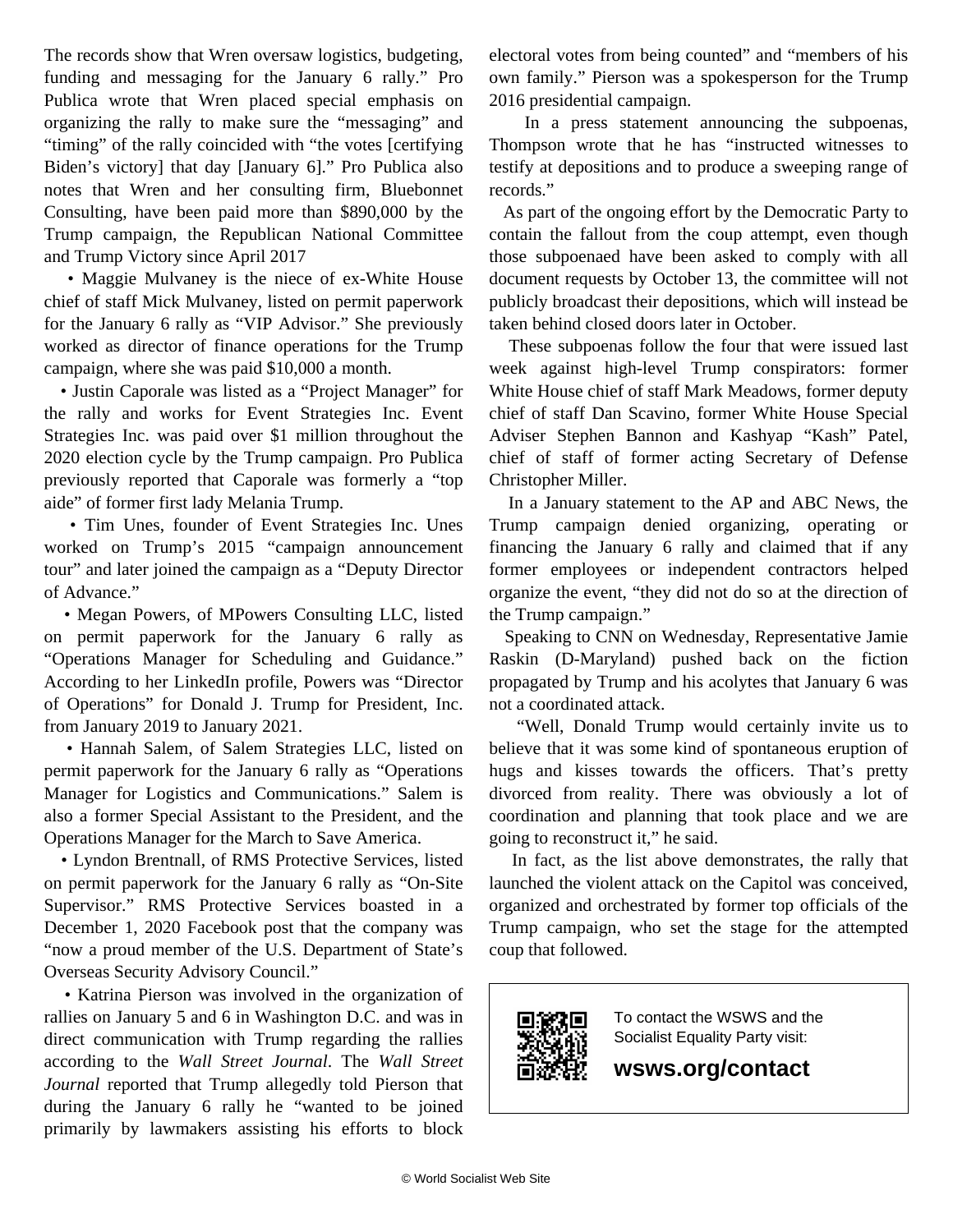The records show that Wren oversaw logistics, budgeting, funding and messaging for the January 6 rally." Pro Publica wrote that Wren placed special emphasis on organizing the rally to make sure the "messaging" and "timing" of the rally coincided with "the votes [certifying Biden's victory] that day [January 6]." Pro Publica also notes that Wren and her consulting firm, Bluebonnet Consulting, have been paid more than $890,000 by the Trump campaign, the Republican National Committee and Trump Victory since April 2017

- Maggie Mulvaney is the niece of ex-White House chief of staff Mick Mulvaney, listed on permit paperwork for the January 6 rally as "VIP Advisor." She previously worked as director of finance operations for the Trump campaign, where she was paid $10,000 a month.
- Justin Caporale was listed as a "Project Manager" for the rally and works for Event Strategies Inc. Event Strategies Inc. was paid over $1 million throughout the 2020 election cycle by the Trump campaign. Pro Publica previously reported that Caporale was formerly a "top aide" of former first lady Melania Trump.
- Tim Unes, founder of Event Strategies Inc. Unes worked on Trump's 2015 "campaign announcement tour" and later joined the campaign as a "Deputy Director of Advance."
- Megan Powers, of MPowers Consulting LLC, listed on permit paperwork for the January 6 rally as "Operations Manager for Scheduling and Guidance." According to her LinkedIn profile, Powers was "Director of Operations" for Donald J. Trump for President, Inc. from January 2019 to January 2021.
- Hannah Salem, of Salem Strategies LLC, listed on permit paperwork for the January 6 rally as "Operations Manager for Logistics and Communications." Salem is also a former Special Assistant to the President, and the Operations Manager for the March to Save America.
- Lyndon Brentnall, of RMS Protective Services, listed on permit paperwork for the January 6 rally as "On-Site Supervisor." RMS Protective Services boasted in a December 1, 2020 Facebook post that the company was "now a proud member of the U.S. Department of State's Overseas Security Advisory Council."
- Katrina Pierson was involved in the organization of rallies on January 5 and 6 in Washington D.C. and was in direct communication with Trump regarding the rallies according to the *Wall Street Journal*. The *Wall Street Journal* reported that Trump allegedly told Pierson that during the January 6 rally he "wanted to be joined primarily by lawmakers assisting his efforts to block electoral votes from being counted" and "members of his own family." Pierson was a spokesperson for the Trump 2016 presidential campaign.

In a press statement announcing the subpoenas, Thompson wrote that he has "instructed witnesses to testify at depositions and to produce a sweeping range of records."

As part of the ongoing effort by the Democratic Party to contain the fallout from the coup attempt, even though those subpoenaed have been asked to comply with all document requests by October 13, the committee will not publicly broadcast their depositions, which will instead be taken behind closed doors later in October.

These subpoenas follow the four that were issued last week against high-level Trump conspirators: former White House chief of staff Mark Meadows, former deputy chief of staff Dan Scavino, former White House Special Adviser Stephen Bannon and Kashyap "Kash" Patel, chief of staff of former acting Secretary of Defense Christopher Miller.

In a January statement to the AP and ABC News, the Trump campaign denied organizing, operating or financing the January 6 rally and claimed that if any former employees or independent contractors helped organize the event, "they did not do so at the direction of the Trump campaign."

Speaking to CNN on Wednesday, Representative Jamie Raskin (D-Maryland) pushed back on the fiction propagated by Trump and his acolytes that January 6 was not a coordinated attack.

"Well, Donald Trump would certainly invite us to believe that it was some kind of spontaneous eruption of hugs and kisses towards the officers. That's pretty divorced from reality. There was obviously a lot of coordination and planning that took place and we are going to reconstruct it," he said.

In fact, as the list above demonstrates, the rally that launched the violent attack on the Capitol was conceived, organized and orchestrated by former top officials of the Trump campaign, who set the stage for the attempted coup that followed.

To contact the WSWS and the Socialist Equality Party visit:

**wsws.org/contact**